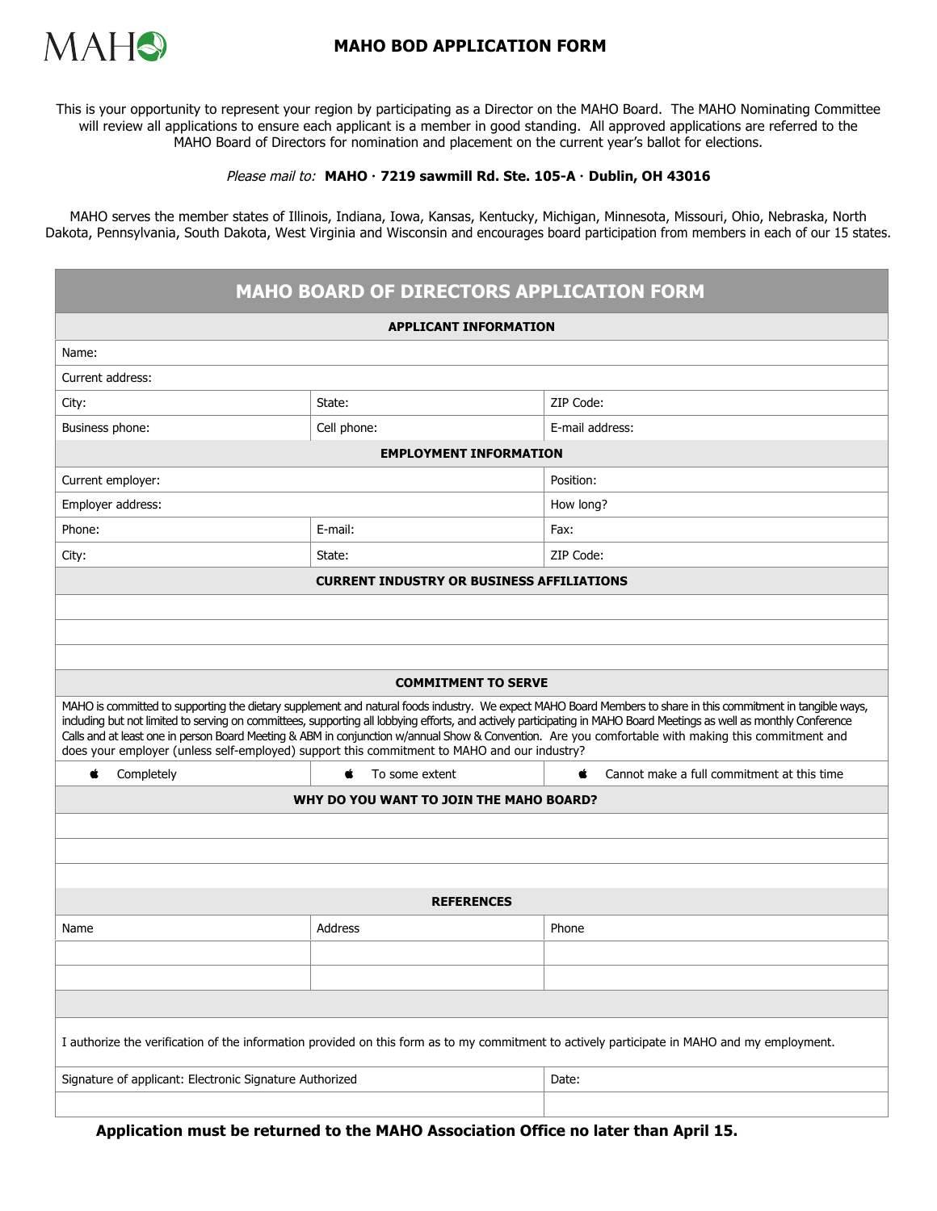MAHO

# MAHO BOD APPLICATION FORM

This is your opportunity to represent your region by participating as a Director on the MAHO Board. The MAHO Nominating Committee will review all applications to ensure each applicant is a member in good standing. All approved applications are referred to the MAHO Board of Directors for nomination and placement on the current year's ballot for elections.

*Please mail to:* **MAHO · 7219 sawmill Rd. Ste. 105-A · Dublin, OH 43016**

MAHO serves the member states of Illinois, Indiana, Iowa, Kansas, Kentucky, Michigan, Minnesota, Missouri, Ohio, Nebraska, North Dakota, Pennsylvania, South Dakota, West Virginia and Wisconsin and encourages board participation from members in each of our 15 states.

## MAHO BOARD OF DIRECTORS APPLICATION FORM

| **APPLICANT INFORMATION** | | |
|---|---|---|
| Name: | | |
| Current address: | | |
| City: | State: | ZIP Code: |
| Business phone: | Cell phone: | E-mail address: |
| **EMPLOYMENT INFORMATION** | | |
| Current employer: | | Position: |
| Employer address: | | How long? |
| Phone: | E-mail: | Fax: |
| City: | State: | ZIP Code: |
| **CURRENT INDUSTRY OR BUSINESS AFFILIATIONS** | | |
| | | |
| | | |
| | | |
| **COMMITMENT TO SERVE** | | |
| MAHO is committed to supporting the dietary supplement and natural foods industry. We expect MAHO Board Members to share in this commitment in tangible ways, including but not limited to serving on committees, supporting all lobbying efforts, and actively participating in MAHO Board Meetings as well as monthly Conference Calls and at least one in person Board Meeting & ABM in conjunction w/annual Show & Convention. Are you comfortable with making this commitment and does your employer (unless self-employed) support this commitment to MAHO and our industry? | | |
| ☐ Completely | ☐ To some extent | ☐ Cannot make a full commitment at this time |
| **WHY DO YOU WANT TO JOIN THE MAHO BOARD?** | | |
| | | |
| | | |
| | | |
| **REFERENCES** | | |
| Name | Address | Phone |
| | | |
| | | |
| | | |
| I authorize the verification of the information provided on this form as to my commitment to actively participate in MAHO and my employment. | | |
| Signature of applicant: Electronic Signature Authorized | | Date: |
| | | |

**Application must be returned to the MAHO Association Office no later than April 15.**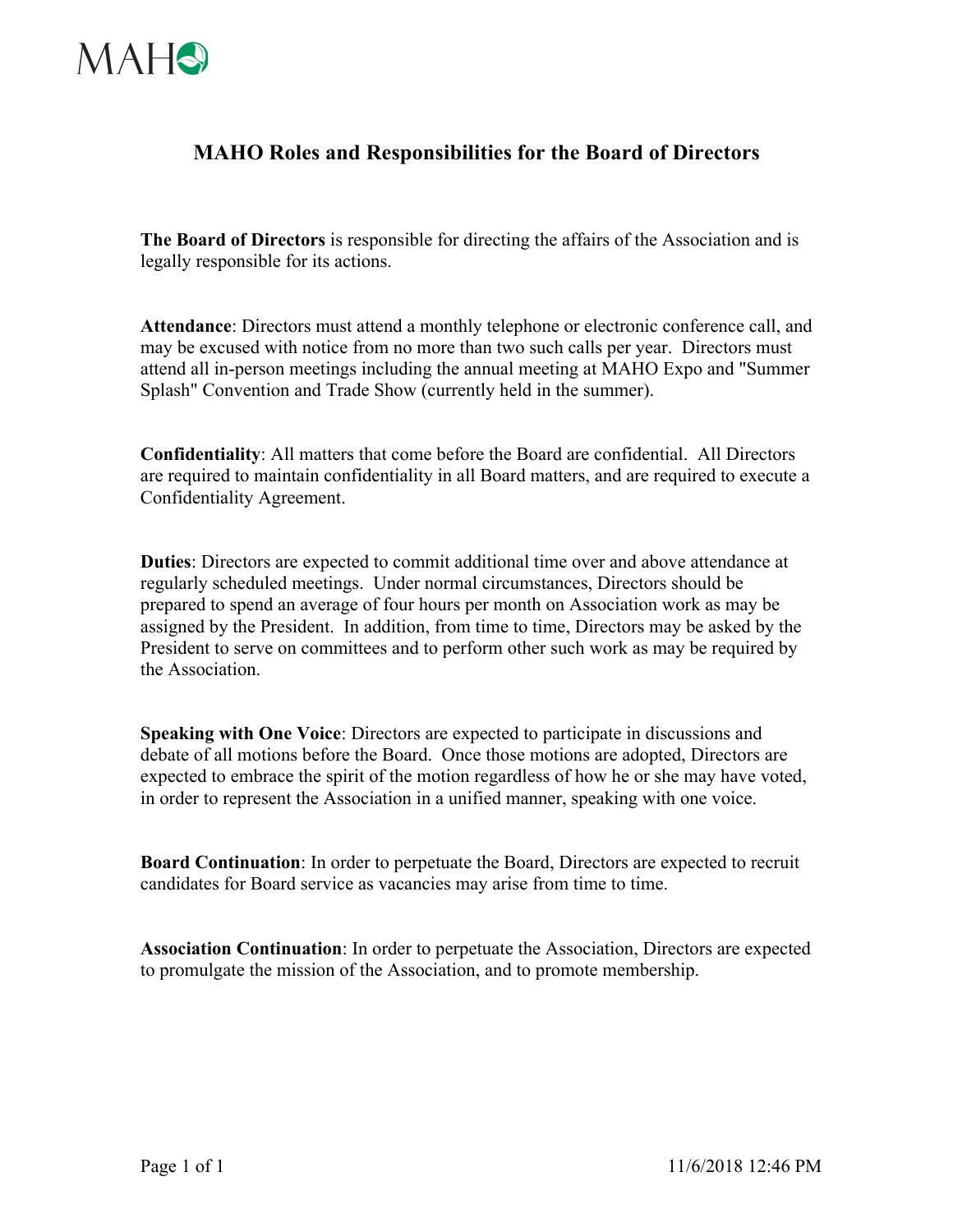# MAHO Roles and Responsibilities for the Board of Directors

**The Board of Directors** is responsible for directing the affairs of the Association and is legally responsible for its actions.

**Attendance**: Directors must attend a monthly telephone or electronic conference call, and may be excused with notice from no more than two such calls per year. Directors must attend all in-person meetings including the annual meeting at MAHO Expo and "Summer Splash" Convention and Trade Show (currently held in the summer).

**Confidentiality**: All matters that come before the Board are confidential. All Directors are required to maintain confidentiality in all Board matters, and are required to execute a Confidentiality Agreement.

**Duties**: Directors are expected to commit additional time over and above attendance at regularly scheduled meetings. Under normal circumstances, Directors should be prepared to spend an average of four hours per month on Association work as may be assigned by the President. In addition, from time to time, Directors may be asked by the President to serve on committees and to perform other such work as may be required by the Association.

**Speaking with One Voice**: Directors are expected to participate in discussions and debate of all motions before the Board. Once those motions are adopted, Directors are expected to embrace the spirit of the motion regardless of how he or she may have voted, in order to represent the Association in a unified manner, speaking with one voice.

**Board Continuation**: In order to perpetuate the Board, Directors are expected to recruit candidates for Board service as vacancies may arise from time to time.

**Association Continuation**: In order to perpetuate the Association, Directors are expected to promulgate the mission of the Association, and to promote membership.

11/6/2018 12:46 PM